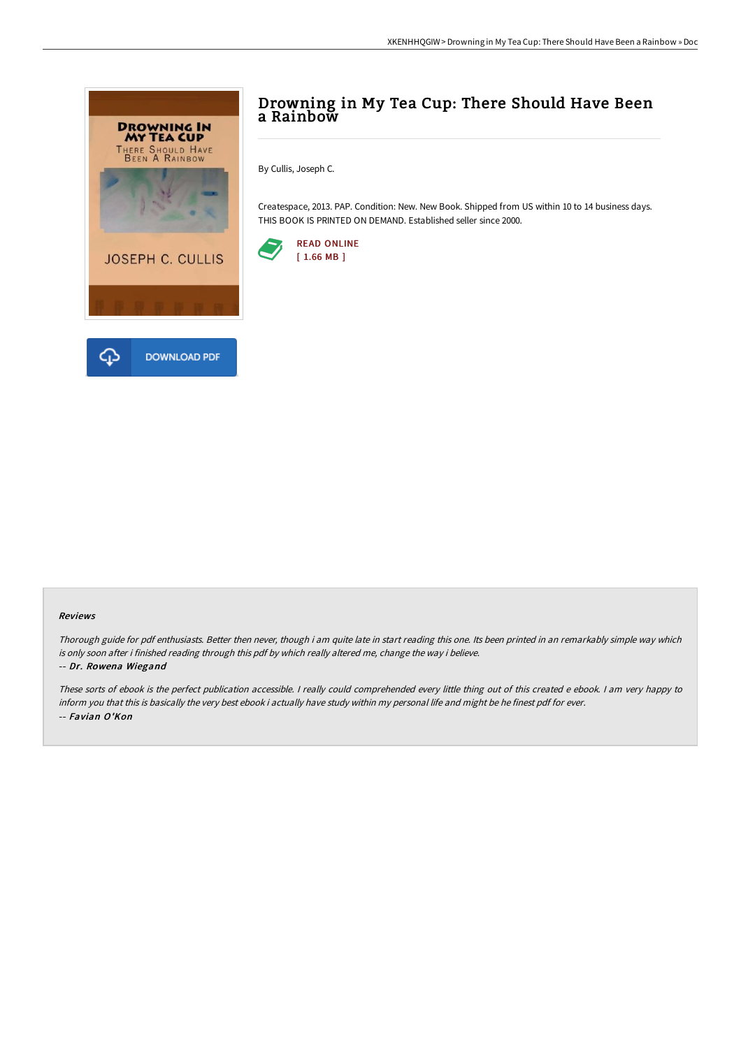# Drowning in My Tea Cup: There Should Have Been a Rainbow

By Cullis, Joseph C.

Createspace, 2013. PAP. Condition: New. New Book. Shipped from US within 10 to 14 business days. THIS BOOK IS PRINTED ON DEMAND. Established seller since 2000.

READ ONLINE
[ 1.66 MB ]

DOWNLOAD PDF

#### Reviews

*Thorough guide for pdf enthusiasts. Better then never, though i am quite late in start reading this one. Its been printed in an remarkably simple way which is only soon after i finished reading through this pdf by which really altered me, change the way i believe.*

-- ***Dr. Rowena Wiegand***

*These sorts of ebook is the perfect publication accessible. I really could comprehended every little thing out of this created e ebook. I am very happy to inform you that this is basically the very best ebook i actually have study within my personal life and might be he finest pdf for ever.*

-- ***Favian O'Kon***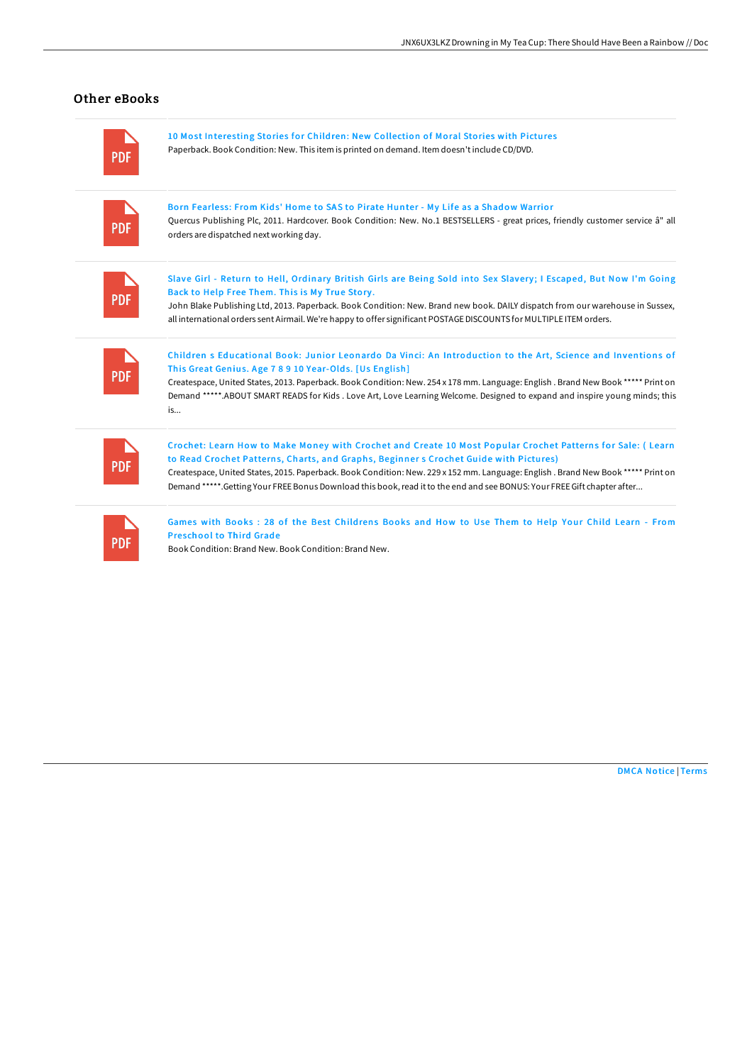## Other eBooks

PDF

**10 Most Interesting Stories for Children: New Collection of Moral Stories with Pictures**
Paperback. Book Condition: New. This item is printed on demand. Item doesn't include CD/DVD.

PDF

**Born Fearless: From Kids' Home to SAS to Pirate Hunter - My Life as a Shadow Warrior**
Quercus Publishing Plc, 2011. Hardcover. Book Condition: New. No.1 BESTSELLERS - great prices, friendly customer service â" all orders are dispatched next working day.

PDF

**Slave Girl - Return to Hell, Ordinary British Girls are Being Sold into Sex Slavery; I Escaped, But Now I'm Going Back to Help Free Them. This is My True Story.**
John Blake Publishing Ltd, 2013. Paperback. Book Condition: New. Brand new book. DAILY dispatch from our warehouse in Sussex, all international orders sent Airmail. We're happy to offer significant POSTAGE DISCOUNTS for MULTIPLE ITEM orders.

PDF

**Children s Educational Book: Junior Leonardo Da Vinci: An Introduction to the Art, Science and Inventions of This Great Genius. Age 7 8 9 10 Year-Olds. [Us English]**
Createspace, United States, 2013. Paperback. Book Condition: New. 254 x 178 mm. Language: English . Brand New Book ***** Print on Demand *****.ABOUT SMART READS for Kids . Love Art, Love Learning Welcome. Designed to expand and inspire young minds; this is...

PDF

**Crochet: Learn How to Make Money with Crochet and Create 10 Most Popular Crochet Patterns for Sale: ( Learn to Read Crochet Patterns, Charts, and Graphs, Beginner s Crochet Guide with Pictures)**
Createspace, United States, 2015. Paperback. Book Condition: New. 229 x 152 mm. Language: English . Brand New Book ***** Print on Demand *****.Getting Your FREE Bonus Download this book, read it to the end and see BONUS: Your FREE Gift chapter after...

PDF

**Games with Books : 28 of the Best Childrens Books and How to Use Them to Help Your Child Learn - From Preschool to Third Grade**
Book Condition: Brand New. Book Condition: Brand New.